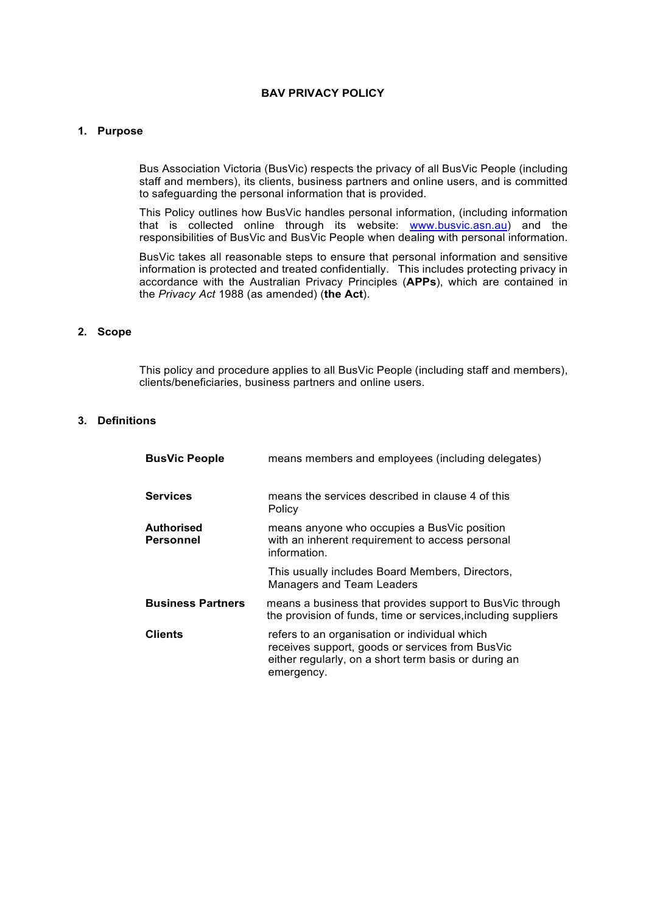# BAV PRIVACY POLICY

## 1. Purpose

Bus Association Victoria (BusVic) respects the privacy of all BusVic People (including staff and members), its clients, business partners and online users, and is committed to safeguarding the personal information that is provided.

This Policy outlines how BusVic handles personal information, (including information that is collected online through its website: [www.busvic.asn.au](http://www.busvic.asn.au)) and the responsibilities of BusVic and BusVic People when dealing with personal information.

BusVic takes all reasonable steps to ensure that personal information and sensitive information is protected and treated confidentially. This includes protecting privacy in accordance with the Australian Privacy Principles (**APPs**), which are contained in the *Privacy Act* 1988 (as amended) (**the Act**).

## 2. Scope

This policy and procedure applies to all BusVic People (including staff and members), clients/beneficiaries, business partners and online users.

## 3. Definitions

| | |
|---|---|
| **BusVic People** | means members and employees (including delegates) |
| **Services** | means the services described in clause 4 of this Policy |
| **Authorised Personnel** | means anyone who occupies a BusVic position with an inherent requirement to access personal information.<br><br>This usually includes Board Members, Directors, Managers and Team Leaders |
| **Business Partners** | means a business that provides support to BusVic through the provision of funds, time or services,including suppliers |
| **Clients** | refers to an organisation or individual which receives support, goods or services from BusVic either regularly, on a short term basis or during an emergency. |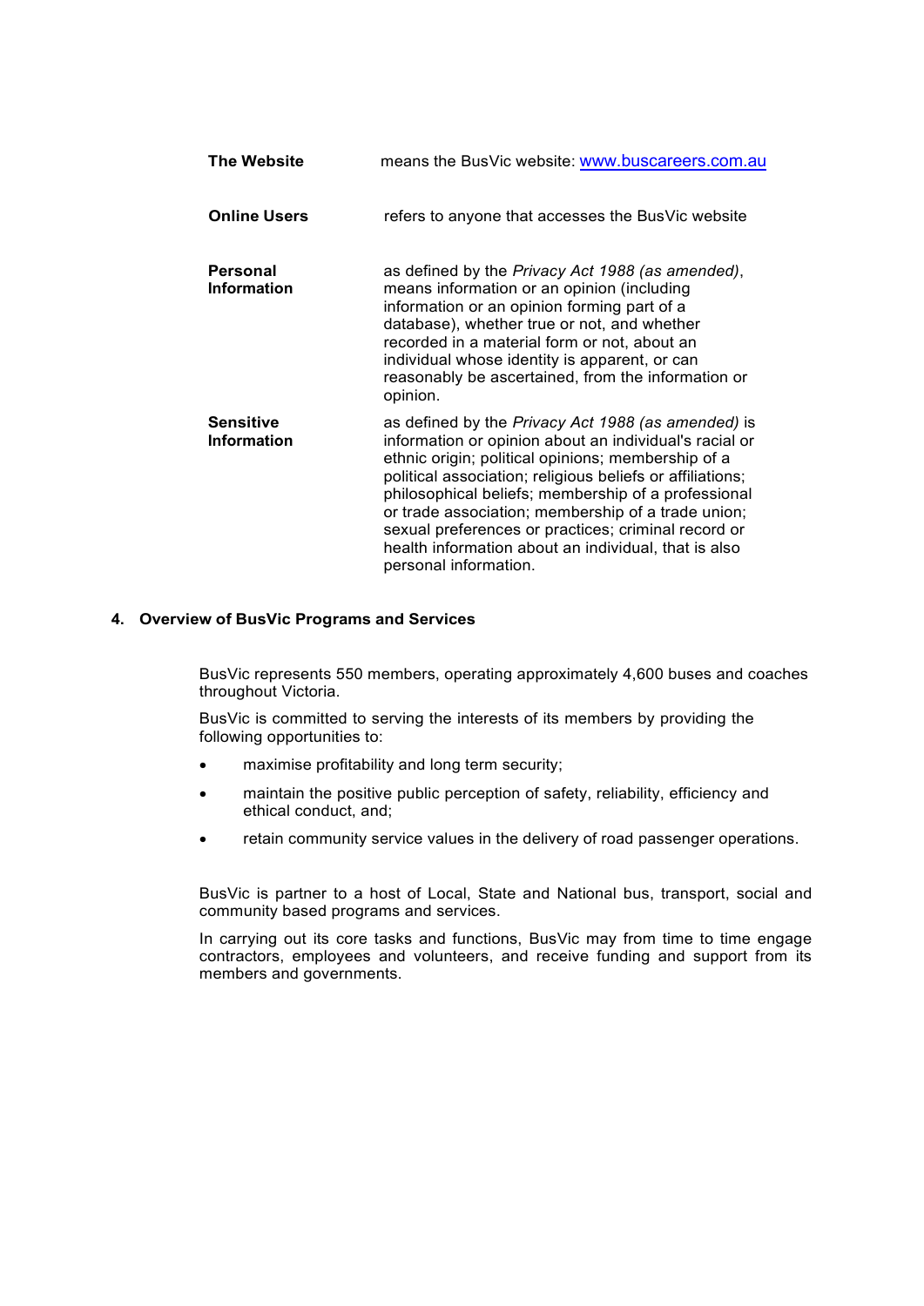| | |
|---|---|
| **The Website** | means the BusVic website: [www.buscareers.com.au](http://www.buscareers.com.au) |
| **Online Users** | refers to anyone that accesses the BusVic website |
| **Personal Information** | as defined by the *Privacy Act 1988 (as amended)*, means information or an opinion (including information or an opinion forming part of a database), whether true or not, and whether recorded in a material form or not, about an individual whose identity is apparent, or can reasonably be ascertained, from the information or opinion. |
| **Sensitive Information** | as defined by the *Privacy Act 1988 (as amended)* is information or opinion about an individual's racial or ethnic origin; political opinions; membership of a political association; religious beliefs or affiliations; philosophical beliefs; membership of a professional or trade association; membership of a trade union; sexual preferences or practices; criminal record or health information about an individual, that is also personal information. |

## 4. Overview of BusVic Programs and Services

BusVic represents 550 members, operating approximately 4,600 buses and coaches throughout Victoria.

BusVic is committed to serving the interests of its members by providing the following opportunities to:

- maximise profitability and long term security;
- maintain the positive public perception of safety, reliability, efficiency and ethical conduct, and;
- retain community service values in the delivery of road passenger operations.

BusVic is partner to a host of Local, State and National bus, transport, social and community based programs and services.

In carrying out its core tasks and functions, BusVic may from time to time engage contractors, employees and volunteers, and receive funding and support from its members and governments.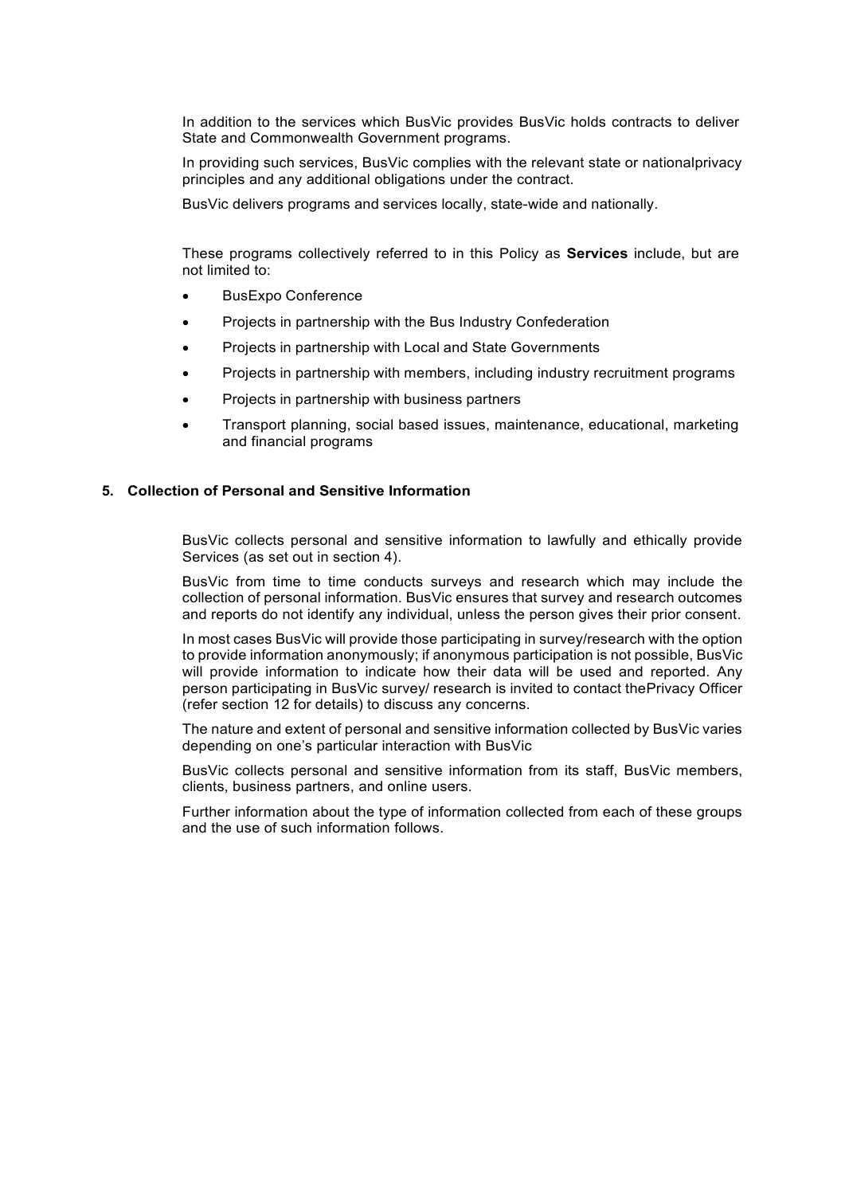In addition to the services which BusVic provides BusVic holds contracts to deliver State and Commonwealth Government programs.

In providing such services, BusVic complies with the relevant state or nationalprivacy principles and any additional obligations under the contract.

BusVic delivers programs and services locally, state-wide and nationally.

These programs collectively referred to in this Policy as **Services** include, but are not limited to:

- BusExpo Conference
- Projects in partnership with the Bus Industry Confederation
- Projects in partnership with Local and State Governments
- Projects in partnership with members, including industry recruitment programs
- Projects in partnership with business partners
- Transport planning, social based issues, maintenance, educational, marketing and financial programs

## 5. Collection of Personal and Sensitive Information

BusVic collects personal and sensitive information to lawfully and ethically provide Services (as set out in section 4).

BusVic from time to time conducts surveys and research which may include the collection of personal information. BusVic ensures that survey and research outcomes and reports do not identify any individual, unless the person gives their prior consent.

In most cases BusVic will provide those participating in survey/research with the option to provide information anonymously; if anonymous participation is not possible, BusVic will provide information to indicate how their data will be used and reported. Any person participating in BusVic survey/ research is invited to contact thePrivacy Officer (refer section 12 for details) to discuss any concerns.

The nature and extent of personal and sensitive information collected by BusVic varies depending on one's particular interaction with BusVic

BusVic collects personal and sensitive information from its staff, BusVic members, clients, business partners, and online users.

Further information about the type of information collected from each of these groups and the use of such information follows.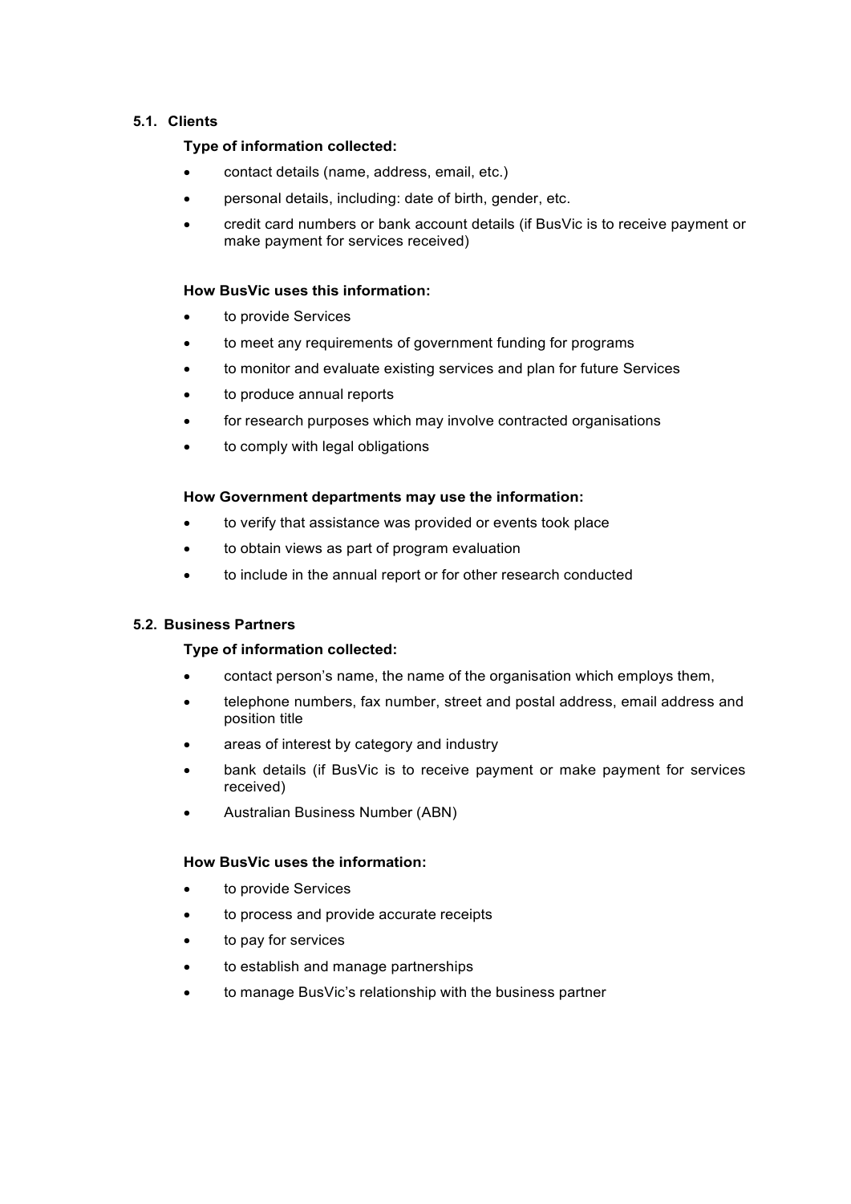### 5.1. Clients

**Type of information collected:**

- contact details (name, address, email, etc.)
- personal details, including: date of birth, gender, etc.
- credit card numbers or bank account details (if BusVic is to receive payment or make payment for services received)

**How BusVic uses this information:**

- to provide Services
- to meet any requirements of government funding for programs
- to monitor and evaluate existing services and plan for future Services
- to produce annual reports
- for research purposes which may involve contracted organisations
- to comply with legal obligations

**How Government departments may use the information:**

- to verify that assistance was provided or events took place
- to obtain views as part of program evaluation
- to include in the annual report or for other research conducted

### 5.2. Business Partners

**Type of information collected:**

- contact person's name, the name of the organisation which employs them,
- telephone numbers, fax number, street and postal address, email address and position title
- areas of interest by category and industry
- bank details (if BusVic is to receive payment or make payment for services received)
- Australian Business Number (ABN)

**How BusVic uses the information:**

- to provide Services
- to process and provide accurate receipts
- to pay for services
- to establish and manage partnerships
- to manage BusVic's relationship with the business partner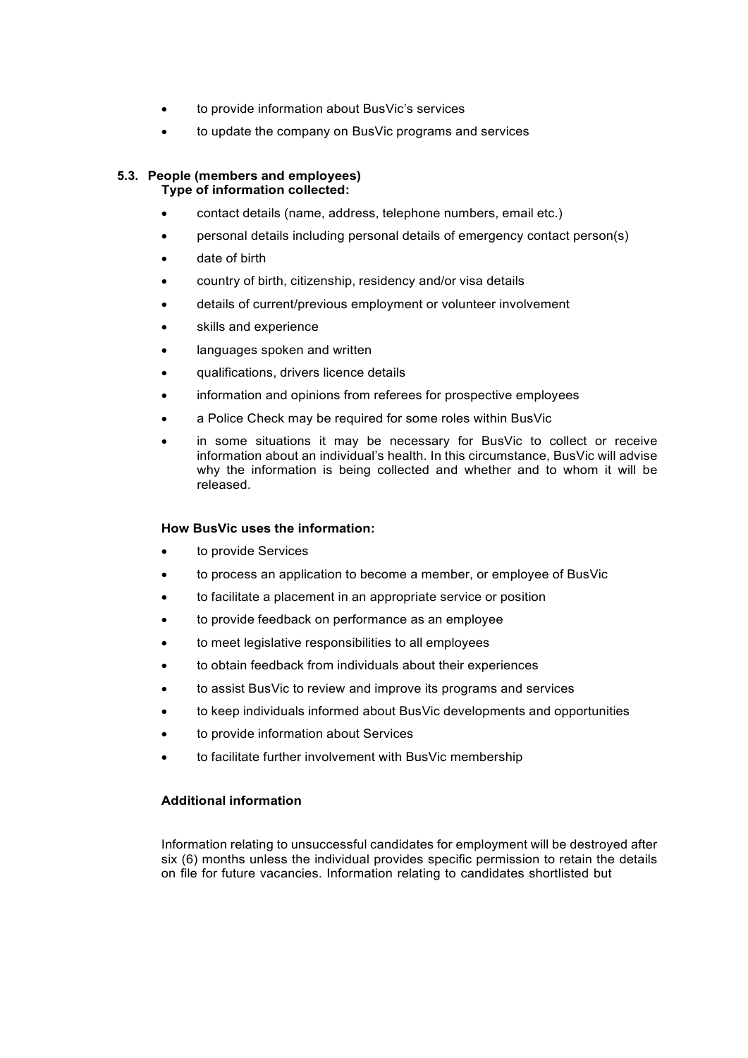- to provide information about BusVic's services
- to update the company on BusVic programs and services

### 5.3. People (members and employees)

**Type of information collected:**

- contact details (name, address, telephone numbers, email etc.)
- personal details including personal details of emergency contact person(s)
- date of birth
- country of birth, citizenship, residency and/or visa details
- details of current/previous employment or volunteer involvement
- skills and experience
- languages spoken and written
- qualifications, drivers licence details
- information and opinions from referees for prospective employees
- a Police Check may be required for some roles within BusVic
- in some situations it may be necessary for BusVic to collect or receive information about an individual's health. In this circumstance, BusVic will advise why the information is being collected and whether and to whom it will be released.

**How BusVic uses the information:**

- to provide Services
- to process an application to become a member, or employee of BusVic
- to facilitate a placement in an appropriate service or position
- to provide feedback on performance as an employee
- to meet legislative responsibilities to all employees
- to obtain feedback from individuals about their experiences
- to assist BusVic to review and improve its programs and services
- to keep individuals informed about BusVic developments and opportunities
- to provide information about Services
- to facilitate further involvement with BusVic membership

**Additional information**

Information relating to unsuccessful candidates for employment will be destroyed after six (6) months unless the individual provides specific permission to retain the details on file for future vacancies. Information relating to candidates shortlisted but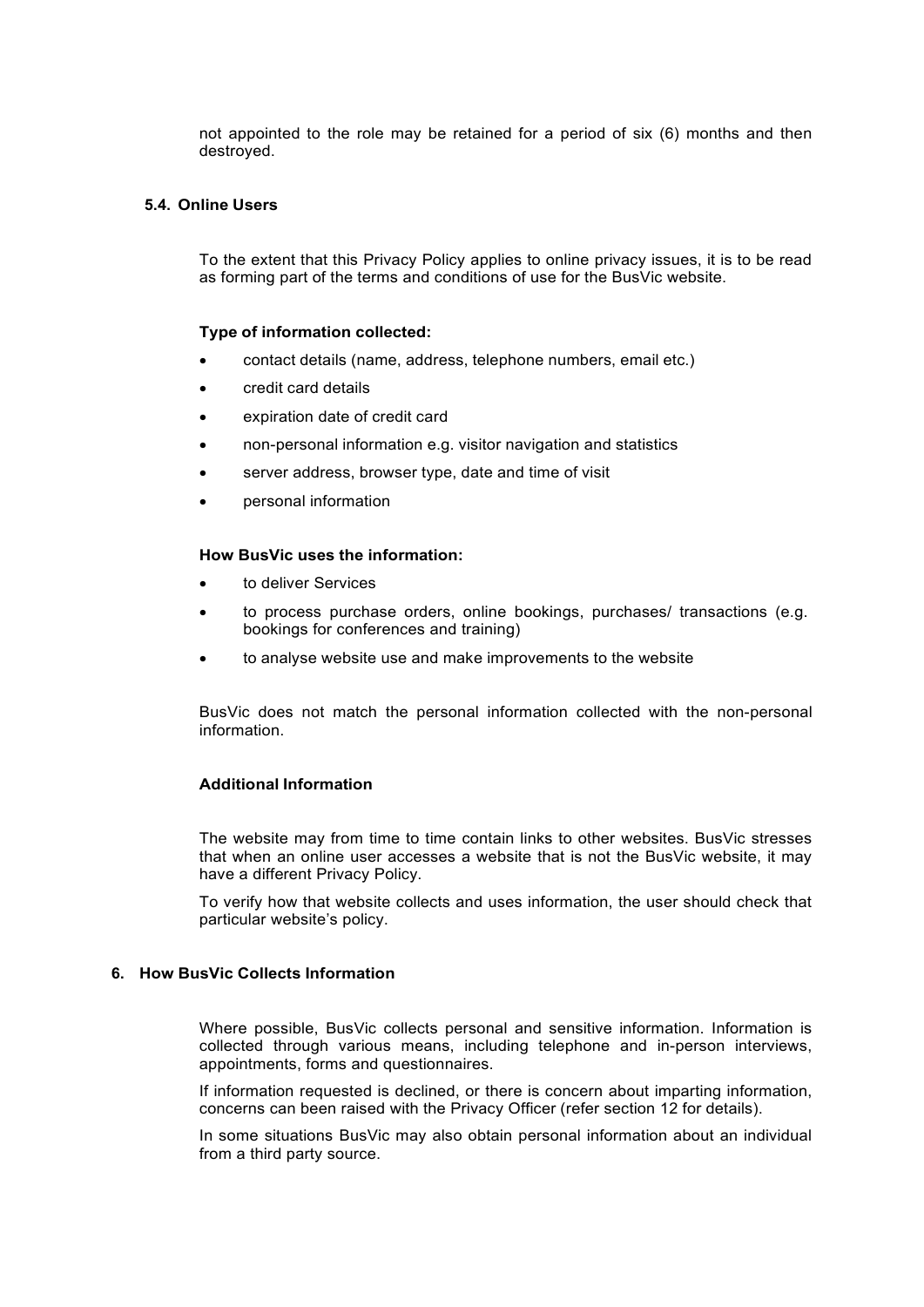not appointed to the role may be retained for a period of six (6) months and then destroyed.

### 5.4. Online Users

To the extent that this Privacy Policy applies to online privacy issues, it is to be read as forming part of the terms and conditions of use for the BusVic website.

**Type of information collected:**

- contact details (name, address, telephone numbers, email etc.)
- credit card details
- expiration date of credit card
- non-personal information e.g. visitor navigation and statistics
- server address, browser type, date and time of visit
- personal information

**How BusVic uses the information:**

- to deliver Services
- to process purchase orders, online bookings, purchases/ transactions (e.g. bookings for conferences and training)
- to analyse website use and make improvements to the website

BusVic does not match the personal information collected with the non-personal information.

**Additional Information**

The website may from time to time contain links to other websites. BusVic stresses that when an online user accesses a website that is not the BusVic website, it may have a different Privacy Policy.

To verify how that website collects and uses information, the user should check that particular website's policy.

## 6. How BusVic Collects Information

Where possible, BusVic collects personal and sensitive information. Information is collected through various means, including telephone and in-person interviews, appointments, forms and questionnaires.

If information requested is declined, or there is concern about imparting information, concerns can been raised with the Privacy Officer (refer section 12 for details).

In some situations BusVic may also obtain personal information about an individual from a third party source.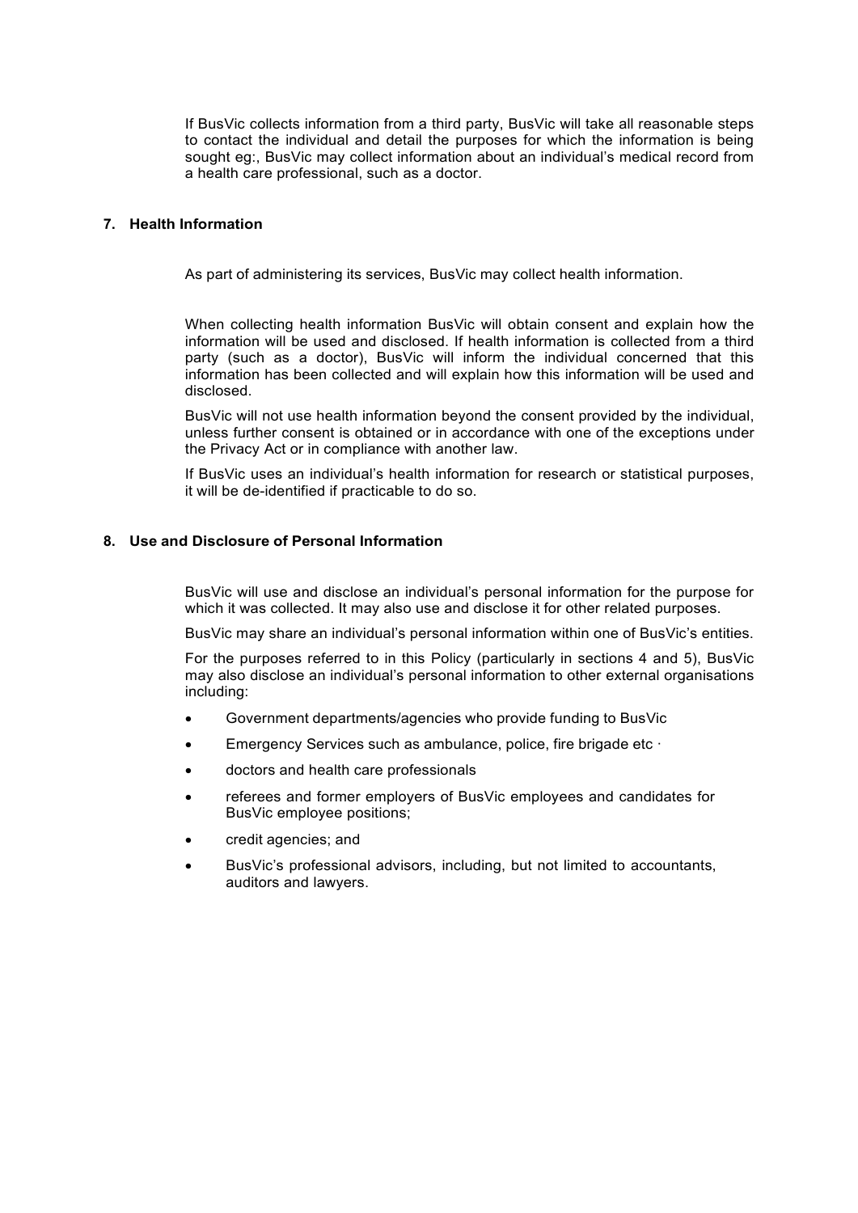If BusVic collects information from a third party, BusVic will take all reasonable steps to contact the individual and detail the purposes for which the information is being sought eg:, BusVic may collect information about an individual's medical record from a health care professional, such as a doctor.

## 7. Health Information

As part of administering its services, BusVic may collect health information.

When collecting health information BusVic will obtain consent and explain how the information will be used and disclosed. If health information is collected from a third party (such as a doctor), BusVic will inform the individual concerned that this information has been collected and will explain how this information will be used and disclosed.

BusVic will not use health information beyond the consent provided by the individual, unless further consent is obtained or in accordance with one of the exceptions under the Privacy Act or in compliance with another law.

If BusVic uses an individual's health information for research or statistical purposes, it will be de-identified if practicable to do so.

## 8. Use and Disclosure of Personal Information

BusVic will use and disclose an individual's personal information for the purpose for which it was collected. It may also use and disclose it for other related purposes.

BusVic may share an individual's personal information within one of BusVic's entities.

For the purposes referred to in this Policy (particularly in sections 4 and 5), BusVic may also disclose an individual's personal information to other external organisations including:

- Government departments/agencies who provide funding to BusVic
- Emergency Services such as ambulance, police, fire brigade etc ·
- doctors and health care professionals
- referees and former employers of BusVic employees and candidates for BusVic employee positions;
- credit agencies; and
- BusVic's professional advisors, including, but not limited to accountants, auditors and lawyers.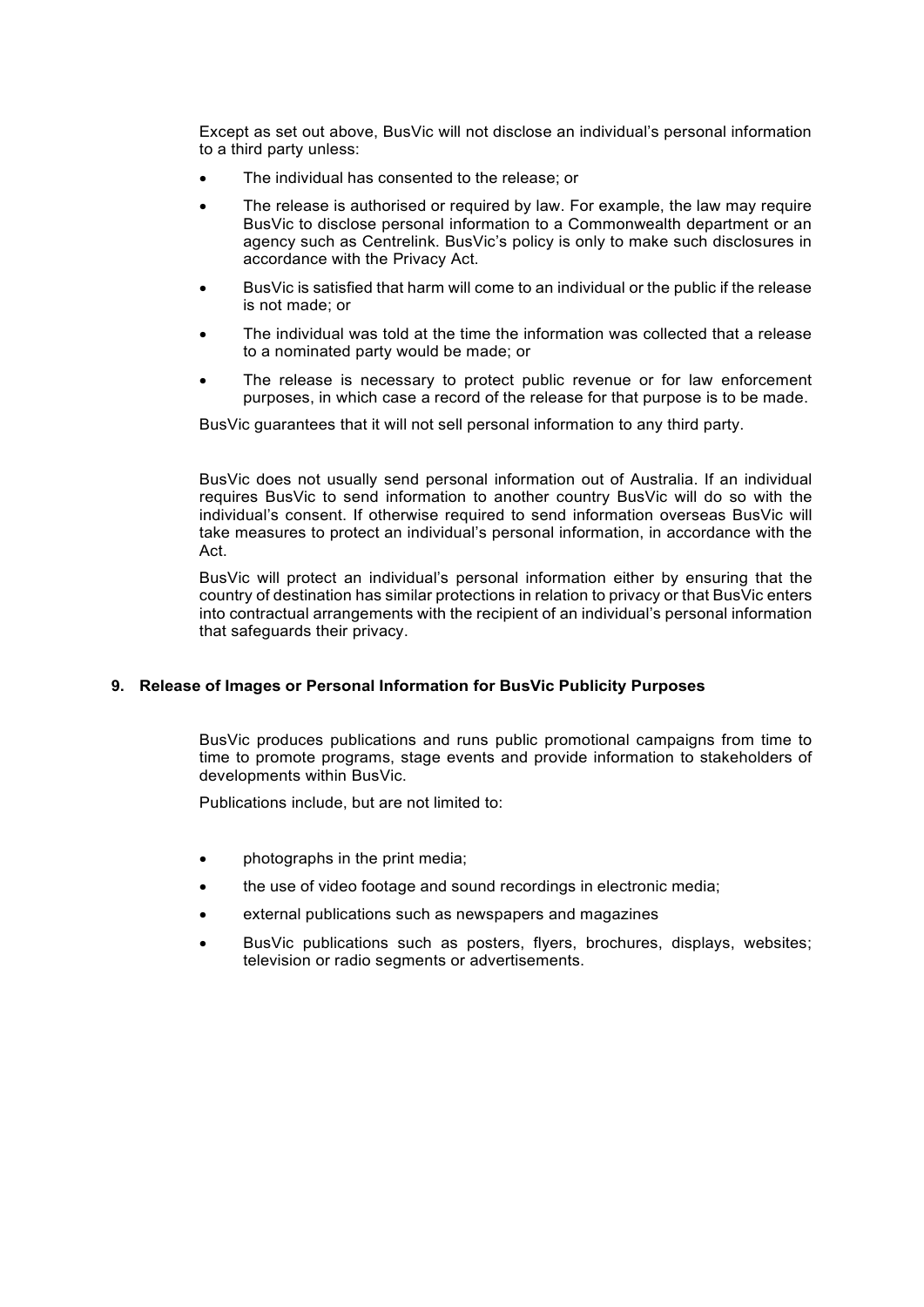Except as set out above, BusVic will not disclose an individual's personal information to a third party unless:

- The individual has consented to the release; or
- The release is authorised or required by law. For example, the law may require BusVic to disclose personal information to a Commonwealth department or an agency such as Centrelink. BusVic's policy is only to make such disclosures in accordance with the Privacy Act.
- BusVic is satisfied that harm will come to an individual or the public if the release is not made; or
- The individual was told at the time the information was collected that a release to a nominated party would be made; or
- The release is necessary to protect public revenue or for law enforcement purposes, in which case a record of the release for that purpose is to be made.

BusVic guarantees that it will not sell personal information to any third party.

BusVic does not usually send personal information out of Australia. If an individual requires BusVic to send information to another country BusVic will do so with the individual's consent. If otherwise required to send information overseas BusVic will take measures to protect an individual's personal information, in accordance with the Act.

BusVic will protect an individual's personal information either by ensuring that the country of destination has similar protections in relation to privacy or that BusVic enters into contractual arrangements with the recipient of an individual's personal information that safeguards their privacy.

## 9. Release of Images or Personal Information for BusVic Publicity Purposes

BusVic produces publications and runs public promotional campaigns from time to time to promote programs, stage events and provide information to stakeholders of developments within BusVic.

Publications include, but are not limited to:

- photographs in the print media;
- the use of video footage and sound recordings in electronic media;
- external publications such as newspapers and magazines
- BusVic publications such as posters, flyers, brochures, displays, websites; television or radio segments or advertisements.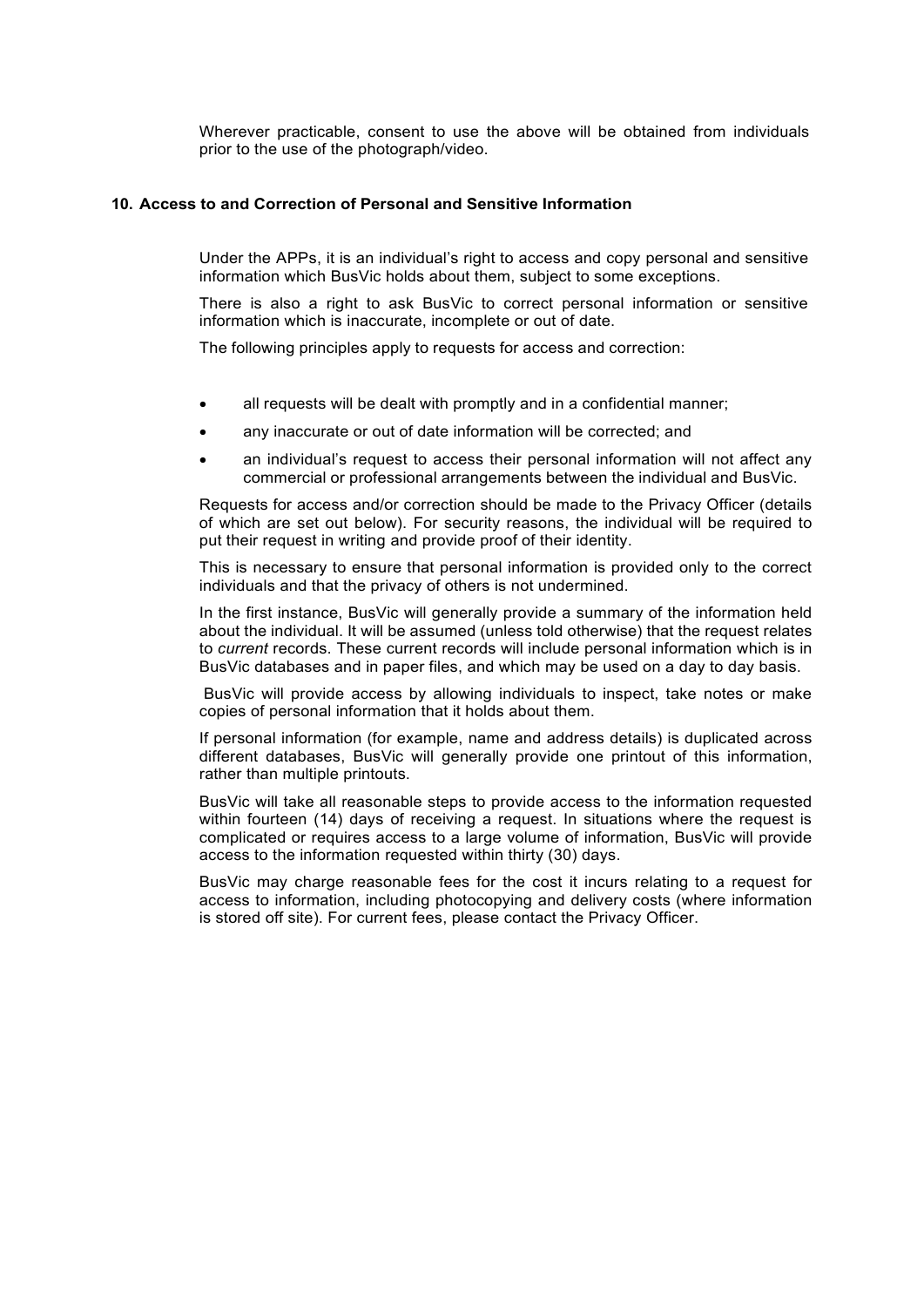Wherever practicable, consent to use the above will be obtained from individuals prior to the use of the photograph/video.

## 10. Access to and Correction of Personal and Sensitive Information

Under the APPs, it is an individual's right to access and copy personal and sensitive information which BusVic holds about them, subject to some exceptions.

There is also a right to ask BusVic to correct personal information or sensitive information which is inaccurate, incomplete or out of date.

The following principles apply to requests for access and correction:

- all requests will be dealt with promptly and in a confidential manner;
- any inaccurate or out of date information will be corrected; and
- an individual's request to access their personal information will not affect any commercial or professional arrangements between the individual and BusVic.

Requests for access and/or correction should be made to the Privacy Officer (details of which are set out below). For security reasons, the individual will be required to put their request in writing and provide proof of their identity.

This is necessary to ensure that personal information is provided only to the correct individuals and that the privacy of others is not undermined.

In the first instance, BusVic will generally provide a summary of the information held about the individual. It will be assumed (unless told otherwise) that the request relates to *current* records. These current records will include personal information which is in BusVic databases and in paper files, and which may be used on a day to day basis.

BusVic will provide access by allowing individuals to inspect, take notes or make copies of personal information that it holds about them.

If personal information (for example, name and address details) is duplicated across different databases, BusVic will generally provide one printout of this information, rather than multiple printouts.

BusVic will take all reasonable steps to provide access to the information requested within fourteen (14) days of receiving a request. In situations where the request is complicated or requires access to a large volume of information, BusVic will provide access to the information requested within thirty (30) days.

BusVic may charge reasonable fees for the cost it incurs relating to a request for access to information, including photocopying and delivery costs (where information is stored off site). For current fees, please contact the Privacy Officer.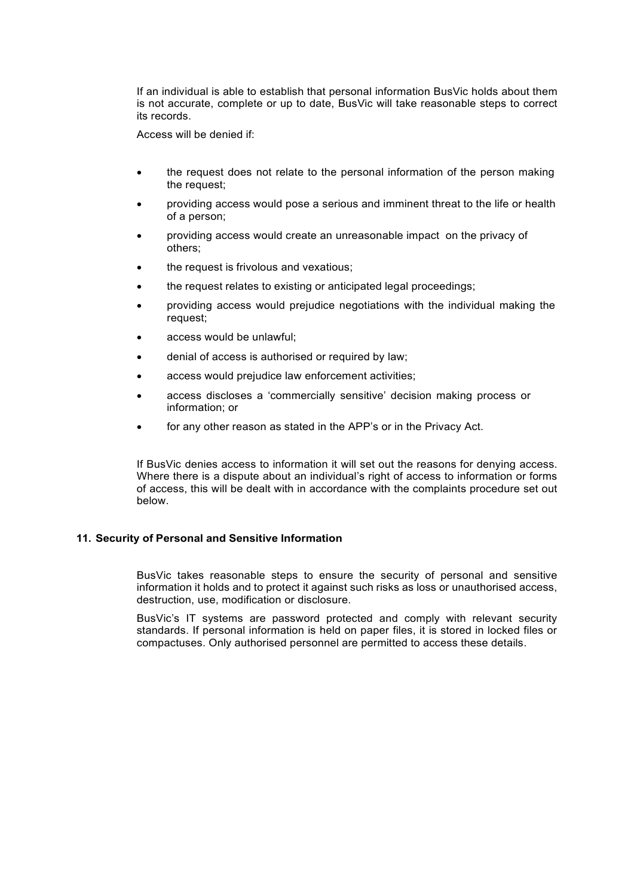If an individual is able to establish that personal information BusVic holds about them is not accurate, complete or up to date, BusVic will take reasonable steps to correct its records.

Access will be denied if:

- the request does not relate to the personal information of the person making the request;
- providing access would pose a serious and imminent threat to the life or health of a person;
- providing access would create an unreasonable impact on the privacy of others;
- the request is frivolous and vexatious;
- the request relates to existing or anticipated legal proceedings;
- providing access would prejudice negotiations with the individual making the request;
- access would be unlawful;
- denial of access is authorised or required by law;
- access would prejudice law enforcement activities;
- access discloses a 'commercially sensitive' decision making process or information; or
- for any other reason as stated in the APP's or in the Privacy Act.

If BusVic denies access to information it will set out the reasons for denying access. Where there is a dispute about an individual's right of access to information or forms of access, this will be dealt with in accordance with the complaints procedure set out below.

## 11. Security of Personal and Sensitive Information

BusVic takes reasonable steps to ensure the security of personal and sensitive information it holds and to protect it against such risks as loss or unauthorised access, destruction, use, modification or disclosure.

BusVic's IT systems are password protected and comply with relevant security standards. If personal information is held on paper files, it is stored in locked files or compactuses. Only authorised personnel are permitted to access these details.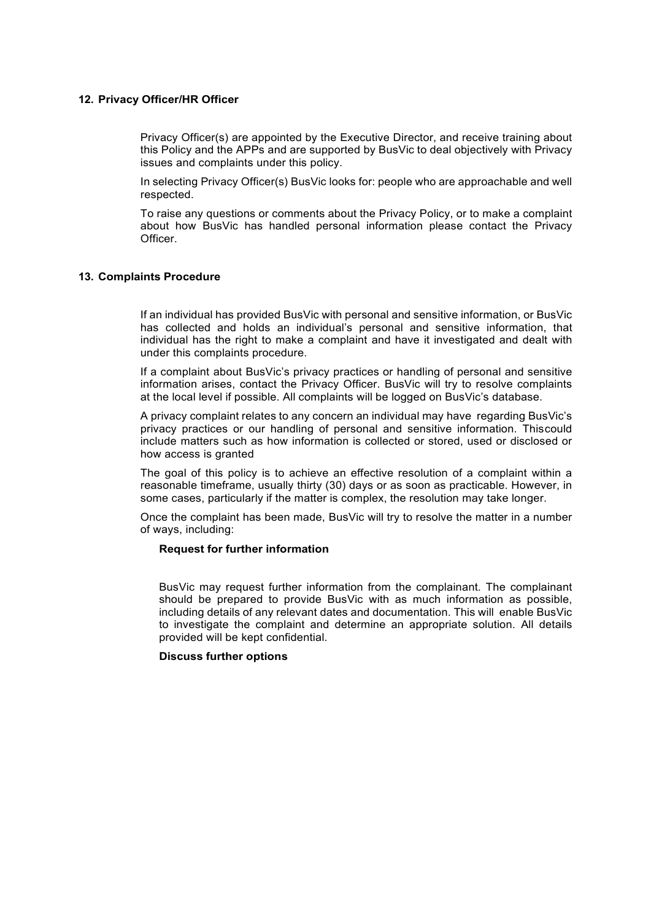## 12. Privacy Officer/HR Officer

Privacy Officer(s) are appointed by the Executive Director, and receive training about this Policy and the APPs and are supported by BusVic to deal objectively with Privacy issues and complaints under this policy.

In selecting Privacy Officer(s) BusVic looks for: people who are approachable and well respected.

To raise any questions or comments about the Privacy Policy, or to make a complaint about how BusVic has handled personal information please contact the Privacy Officer.

## 13. Complaints Procedure

If an individual has provided BusVic with personal and sensitive information, or BusVic has collected and holds an individual's personal and sensitive information, that individual has the right to make a complaint and have it investigated and dealt with under this complaints procedure.

If a complaint about BusVic's privacy practices or handling of personal and sensitive information arises, contact the Privacy Officer. BusVic will try to resolve complaints at the local level if possible. All complaints will be logged on BusVic's database.

A privacy complaint relates to any concern an individual may have regarding BusVic's privacy practices or our handling of personal and sensitive information. Thiscould include matters such as how information is collected or stored, used or disclosed or how access is granted

The goal of this policy is to achieve an effective resolution of a complaint within a reasonable timeframe, usually thirty (30) days or as soon as practicable. However, in some cases, particularly if the matter is complex, the resolution may take longer.

Once the complaint has been made, BusVic will try to resolve the matter in a number of ways, including:

**Request for further information**

BusVic may request further information from the complainant. The complainant should be prepared to provide BusVic with as much information as possible, including details of any relevant dates and documentation. This will enable BusVic to investigate the complaint and determine an appropriate solution. All details provided will be kept confidential.

**Discuss further options**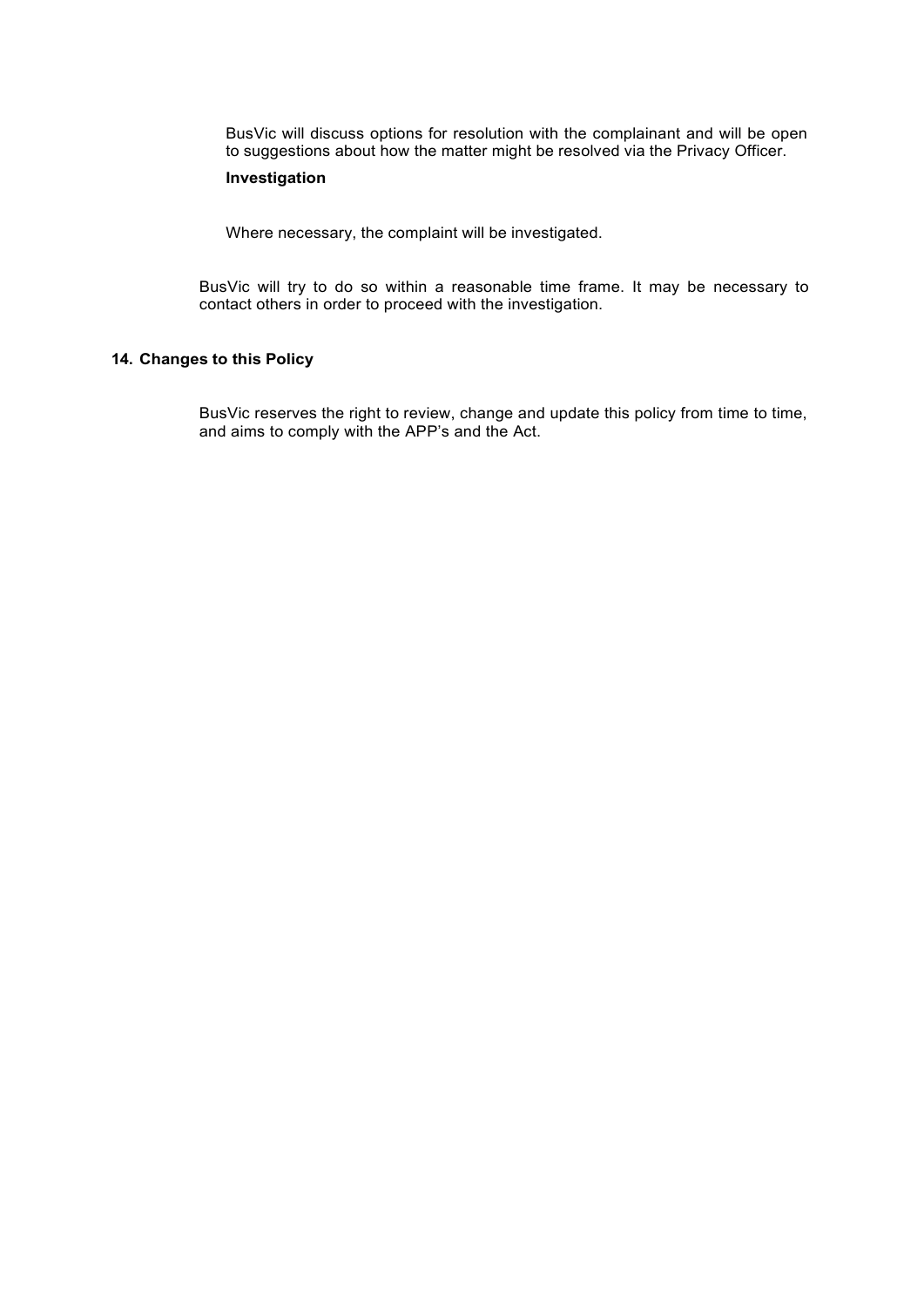BusVic will discuss options for resolution with the complainant and will be open to suggestions about how the matter might be resolved via the Privacy Officer.

**Investigation**

Where necessary, the complaint will be investigated.

BusVic will try to do so within a reasonable time frame. It may be necessary to contact others in order to proceed with the investigation.

## 14. Changes to this Policy

BusVic reserves the right to review, change and update this policy from time to time, and aims to comply with the APP's and the Act.